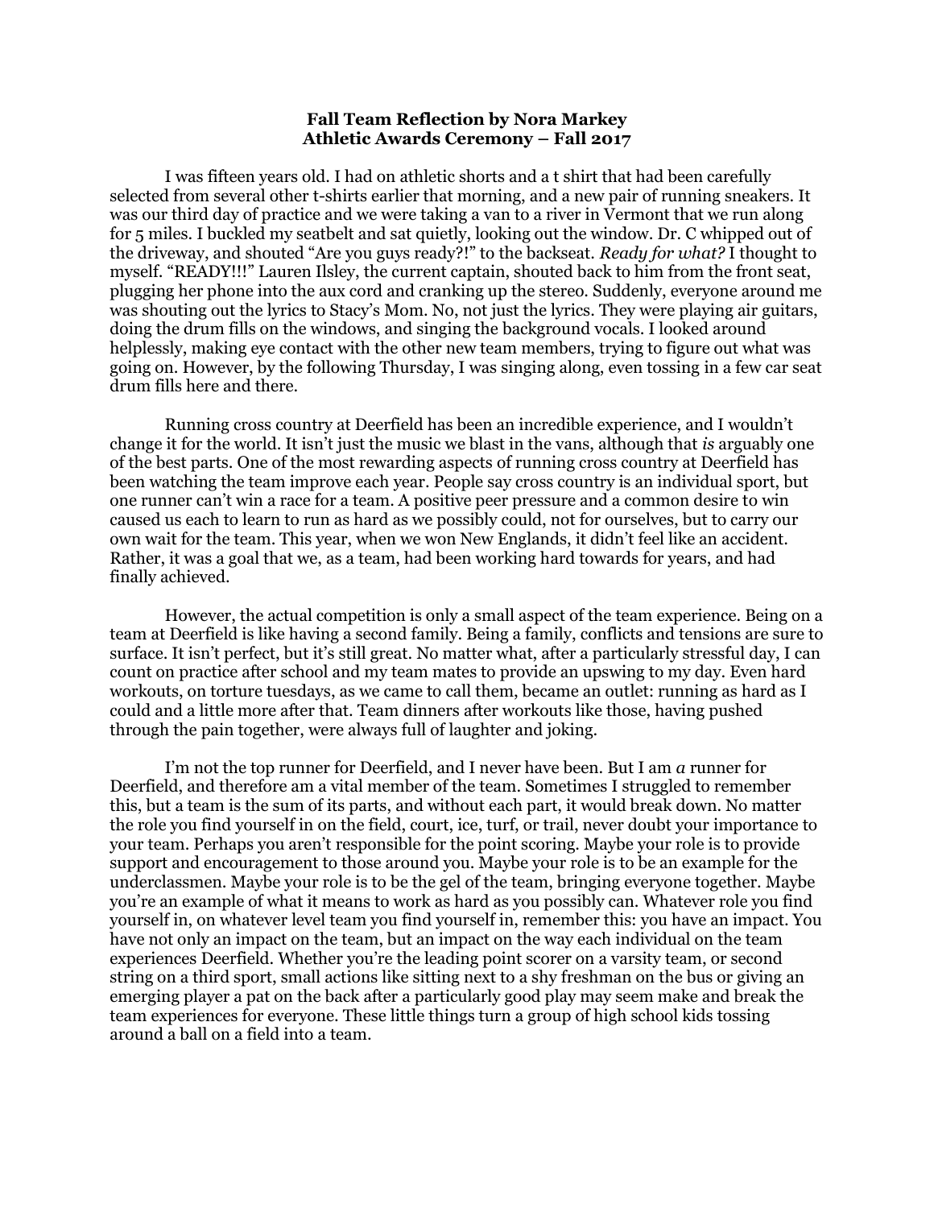**Fall Team Reflection by Nora Markey**
**Athletic Awards Ceremony – Fall 2017**

I was fifteen years old. I had on athletic shorts and a t shirt that had been carefully selected from several other t-shirts earlier that morning, and a new pair of running sneakers. It was our third day of practice and we were taking a van to a river in Vermont that we run along for 5 miles. I buckled my seatbelt and sat quietly, looking out the window. Dr. C whipped out of the driveway, and shouted "Are you guys ready?!" to the backseat. *Ready for what?* I thought to myself. "READY!!!" Lauren Ilsley, the current captain, shouted back to him from the front seat, plugging her phone into the aux cord and cranking up the stereo. Suddenly, everyone around me was shouting out the lyrics to Stacy's Mom. No, not just the lyrics. They were playing air guitars, doing the drum fills on the windows, and singing the background vocals. I looked around helplessly, making eye contact with the other new team members, trying to figure out what was going on. However, by the following Thursday, I was singing along, even tossing in a few car seat drum fills here and there.

Running cross country at Deerfield has been an incredible experience, and I wouldn't change it for the world. It isn't just the music we blast in the vans, although that *is* arguably one of the best parts. One of the most rewarding aspects of running cross country at Deerfield has been watching the team improve each year. People say cross country is an individual sport, but one runner can't win a race for a team. A positive peer pressure and a common desire to win caused us each to learn to run as hard as we possibly could, not for ourselves, but to carry our own wait for the team. This year, when we won New Englands, it didn't feel like an accident. Rather, it was a goal that we, as a team, had been working hard towards for years, and had finally achieved.

However, the actual competition is only a small aspect of the team experience. Being on a team at Deerfield is like having a second family. Being a family, conflicts and tensions are sure to surface. It isn't perfect, but it's still great. No matter what, after a particularly stressful day, I can count on practice after school and my team mates to provide an upswing to my day. Even hard workouts, on torture tuesdays, as we came to call them, became an outlet: running as hard as I could and a little more after that. Team dinners after workouts like those, having pushed through the pain together, were always full of laughter and joking.

I'm not the top runner for Deerfield, and I never have been. But I am *a* runner for Deerfield, and therefore am a vital member of the team. Sometimes I struggled to remember this, but a team is the sum of its parts, and without each part, it would break down. No matter the role you find yourself in on the field, court, ice, turf, or trail, never doubt your importance to your team. Perhaps you aren't responsible for the point scoring. Maybe your role is to provide support and encouragement to those around you. Maybe your role is to be an example for the underclassmen. Maybe your role is to be the gel of the team, bringing everyone together. Maybe you're an example of what it means to work as hard as you possibly can. Whatever role you find yourself in, on whatever level team you find yourself in, remember this: you have an impact. You have not only an impact on the team, but an impact on the way each individual on the team experiences Deerfield. Whether you're the leading point scorer on a varsity team, or second string on a third sport, small actions like sitting next to a shy freshman on the bus or giving an emerging player a pat on the back after a particularly good play may seem make and break the team experiences for everyone. These little things turn a group of high school kids tossing around a ball on a field into a team.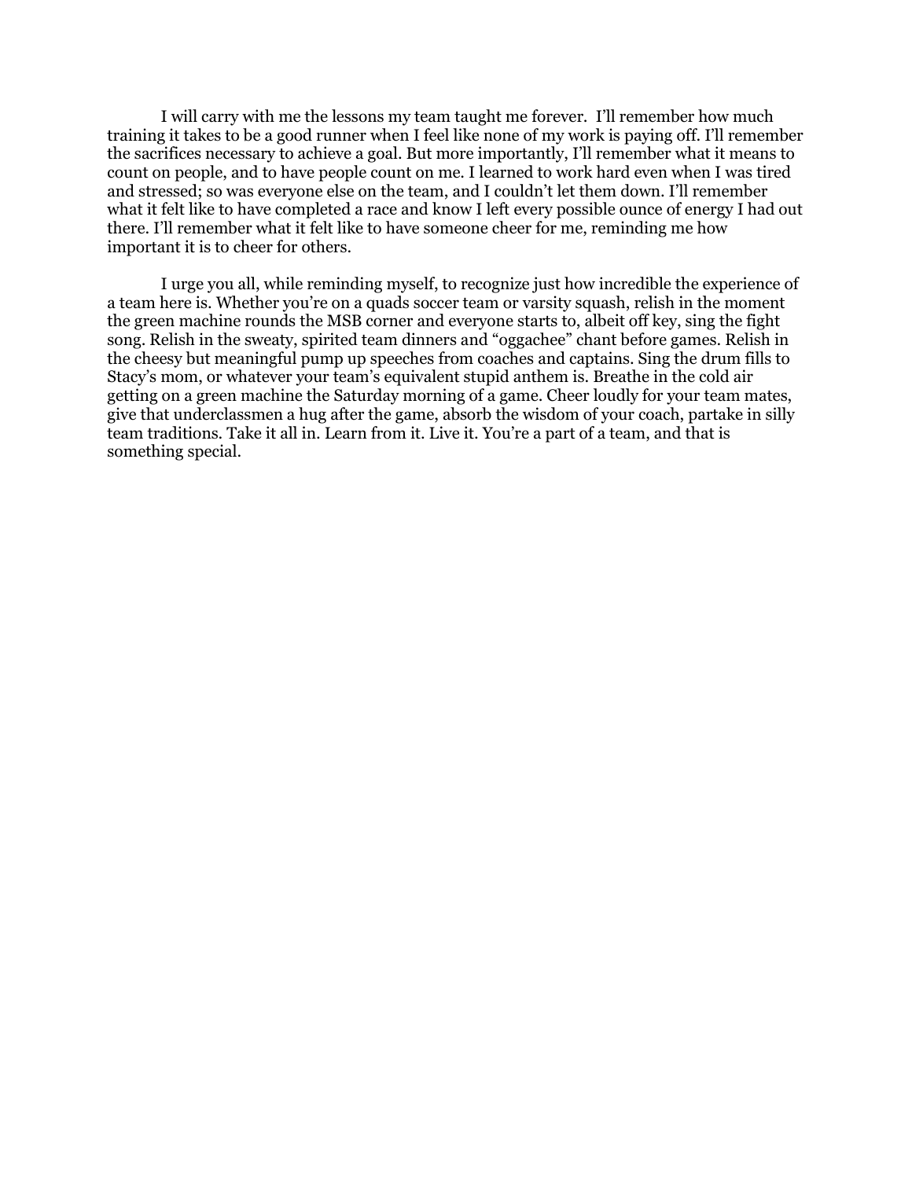I will carry with me the lessons my team taught me forever. I'll remember how much training it takes to be a good runner when I feel like none of my work is paying off. I'll remember the sacrifices necessary to achieve a goal. But more importantly, I'll remember what it means to count on people, and to have people count on me. I learned to work hard even when I was tired and stressed; so was everyone else on the team, and I couldn't let them down. I'll remember what it felt like to have completed a race and know I left every possible ounce of energy I had out there. I'll remember what it felt like to have someone cheer for me, reminding me how important it is to cheer for others.

I urge you all, while reminding myself, to recognize just how incredible the experience of a team here is. Whether you're on a quads soccer team or varsity squash, relish in the moment the green machine rounds the MSB corner and everyone starts to, albeit off key, sing the fight song. Relish in the sweaty, spirited team dinners and "oggachee" chant before games. Relish in the cheesy but meaningful pump up speeches from coaches and captains. Sing the drum fills to Stacy's mom, or whatever your team's equivalent stupid anthem is. Breathe in the cold air getting on a green machine the Saturday morning of a game. Cheer loudly for your team mates, give that underclassmen a hug after the game, absorb the wisdom of your coach, partake in silly team traditions. Take it all in. Learn from it. Live it. You're a part of a team, and that is something special.